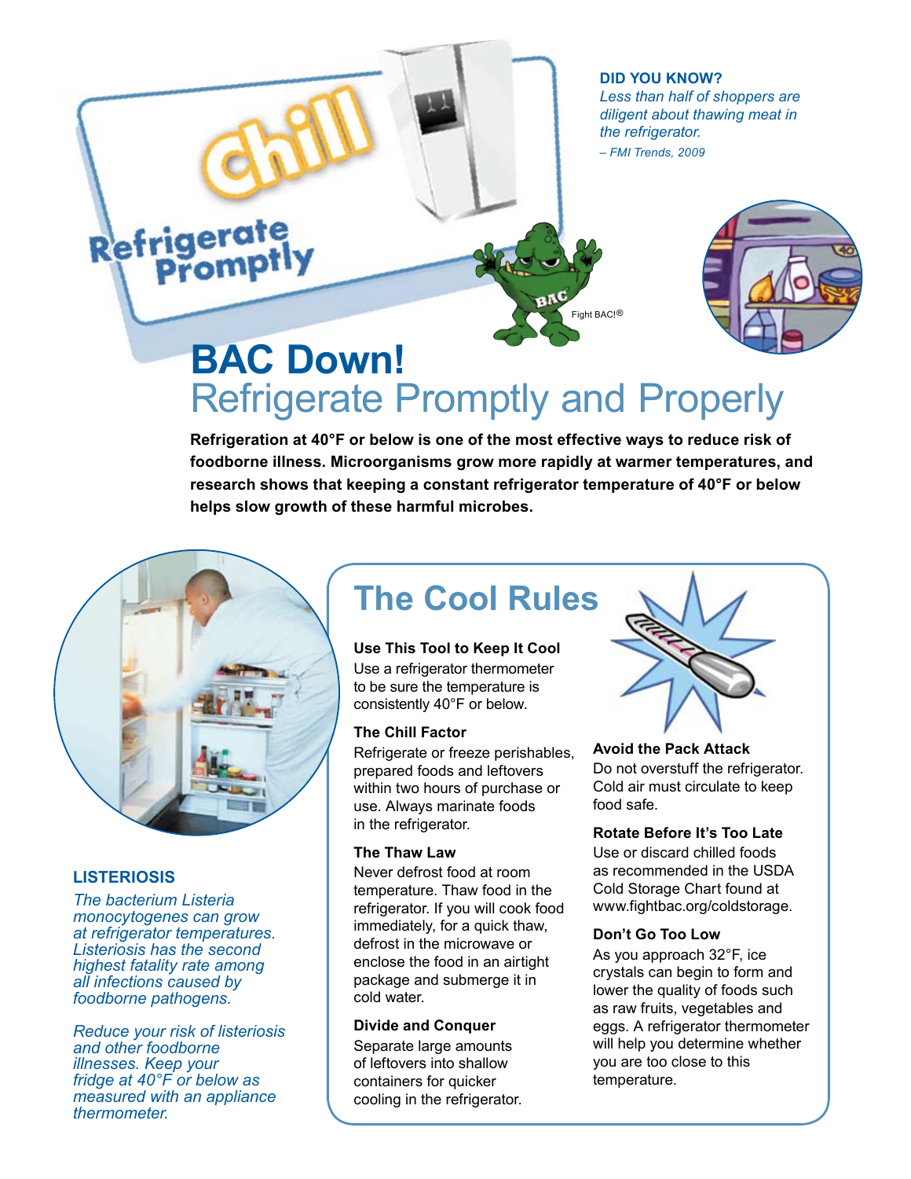Chill

Refrigerate Promptly

**DID YOU KNOW?**

*Less than half of shoppers are diligent about thawing meat in the refrigerator.*

*– FMI Trends, 2009*

Fight BAC!®

# BAC Down!

## Refrigerate Promptly and Properly

**Refrigeration at 40°F or below is one of the most effective ways to reduce risk of foodborne illness. Microorganisms grow more rapidly at warmer temperatures, and research shows that keeping a constant refrigerator temperature of 40°F or below helps slow growth of these harmful microbes.**

**LISTERIOSIS**

*The bacterium Listeria monocytogenes can grow at refrigerator temperatures. Listeriosis has the second highest fatality rate among all infections caused by foodborne pathogens.*

*Reduce your risk of listeriosis and other foodborne illnesses. Keep your fridge at 40°F or below as measured with an appliance thermometer.*

## The Cool Rules

**Use This Tool to Keep It Cool**

Use a refrigerator thermometer to be sure the temperature is consistently 40°F or below.

**The Chill Factor**

Refrigerate or freeze perishables, prepared foods and leftovers within two hours of purchase or use. Always marinate foods in the refrigerator.

**The Thaw Law**

Never defrost food at room temperature. Thaw food in the refrigerator. If you will cook food immediately, for a quick thaw, defrost in the microwave or enclose the food in an airtight package and submerge it in cold water.

**Divide and Conquer**

Separate large amounts of leftovers into shallow containers for quicker cooling in the refrigerator.

**Avoid the Pack Attack**

Do not overstuff the refrigerator. Cold air must circulate to keep food safe.

**Rotate Before It's Too Late**

Use or discard chilled foods as recommended in the USDA Cold Storage Chart found at www.fightbac.org/coldstorage.

**Don't Go Too Low**

As you approach 32°F, ice crystals can begin to form and lower the quality of foods such as raw fruits, vegetables and eggs. A refrigerator thermometer will help you determine whether you are too close to this temperature.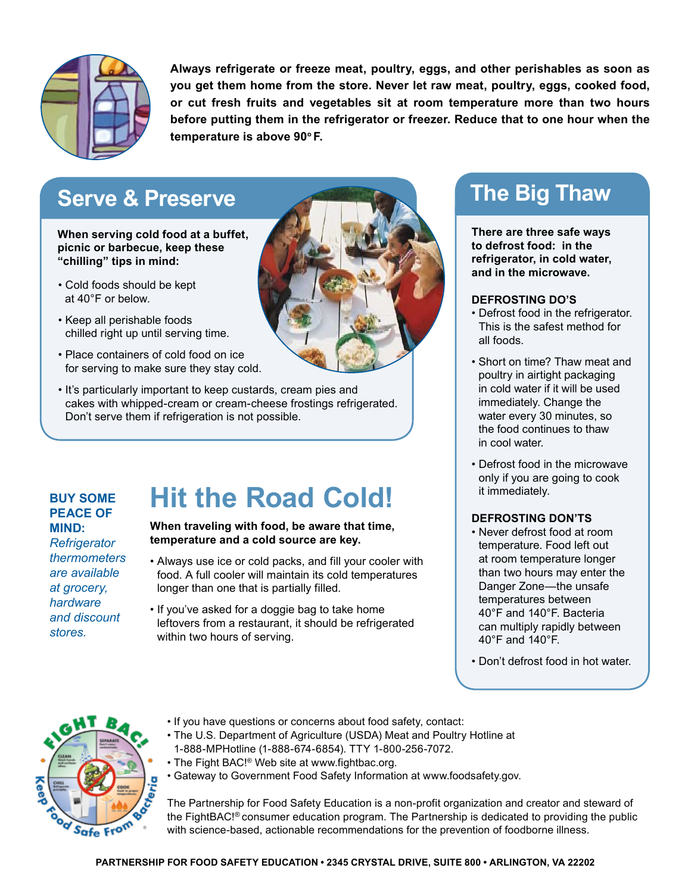**Always refrigerate or freeze meat, poultry, eggs, and other perishables as soon as you get them home from the store. Never let raw meat, poultry, eggs, cooked food, or cut fresh fruits and vegetables sit at room temperature more than two hours before putting them in the refrigerator or freezer. Reduce that to one hour when the temperature is above 90° F.**

## Serve & Preserve

**When serving cold food at a buffet, picnic or barbecue, keep these "chilling" tips in mind:**

- Cold foods should be kept at 40°F or below.
- Keep all perishable foods chilled right up until serving time.
- Place containers of cold food on ice for serving to make sure they stay cold.
- It's particularly important to keep custards, cream pies and cakes with whipped-cream or cream-cheese frostings refrigerated. Don't serve them if refrigeration is not possible.

**BUY SOME PEACE OF MIND:** *Refrigerator thermometers are available at grocery, hardware and discount stores.*

## Hit the Road Cold!

**When traveling with food, be aware that time, temperature and a cold source are key.**

- Always use ice or cold packs, and fill your cooler with food. A full cooler will maintain its cold temperatures longer than one that is partially filled.
- If you've asked for a doggie bag to take home leftovers from a restaurant, it should be refrigerated within two hours of serving.

## The Big Thaw

**There are three safe ways to defrost food: in the refrigerator, in cold water, and in the microwave.**

### DEFROSTING DO'S

- Defrost food in the refrigerator. This is the safest method for all foods.
- Short on time? Thaw meat and poultry in airtight packaging in cold water if it will be used immediately. Change the water every 30 minutes, so the food continues to thaw in cool water.
- Defrost food in the microwave only if you are going to cook it immediately.

### DEFROSTING DON'TS

- Never defrost food at room temperature. Food left out at room temperature longer than two hours may enter the Danger Zone—the unsafe temperatures between 40°F and 140°F. Bacteria can multiply rapidly between 40°F and 140°F.
- Don't defrost food in hot water.

---

- If you have questions or concerns about food safety, contact:
- The U.S. Department of Agriculture (USDA) Meat and Poultry Hotline at 1-888-MPHotline (1-888-674-6854). TTY 1-800-256-7072.
- The Fight BAC!® Web site at www.fightbac.org.
- Gateway to Government Food Safety Information at www.foodsafety.gov.

The Partnership for Food Safety Education is a non-profit organization and creator and steward of the FightBAC!® consumer education program. The Partnership is dedicated to providing the public with science-based, actionable recommendations for the prevention of foodborne illness.

**PARTNERSHIP FOR FOOD SAFETY EDUCATION • 2345 CRYSTAL DRIVE, SUITE 800 • ARLINGTON, VA 22202**